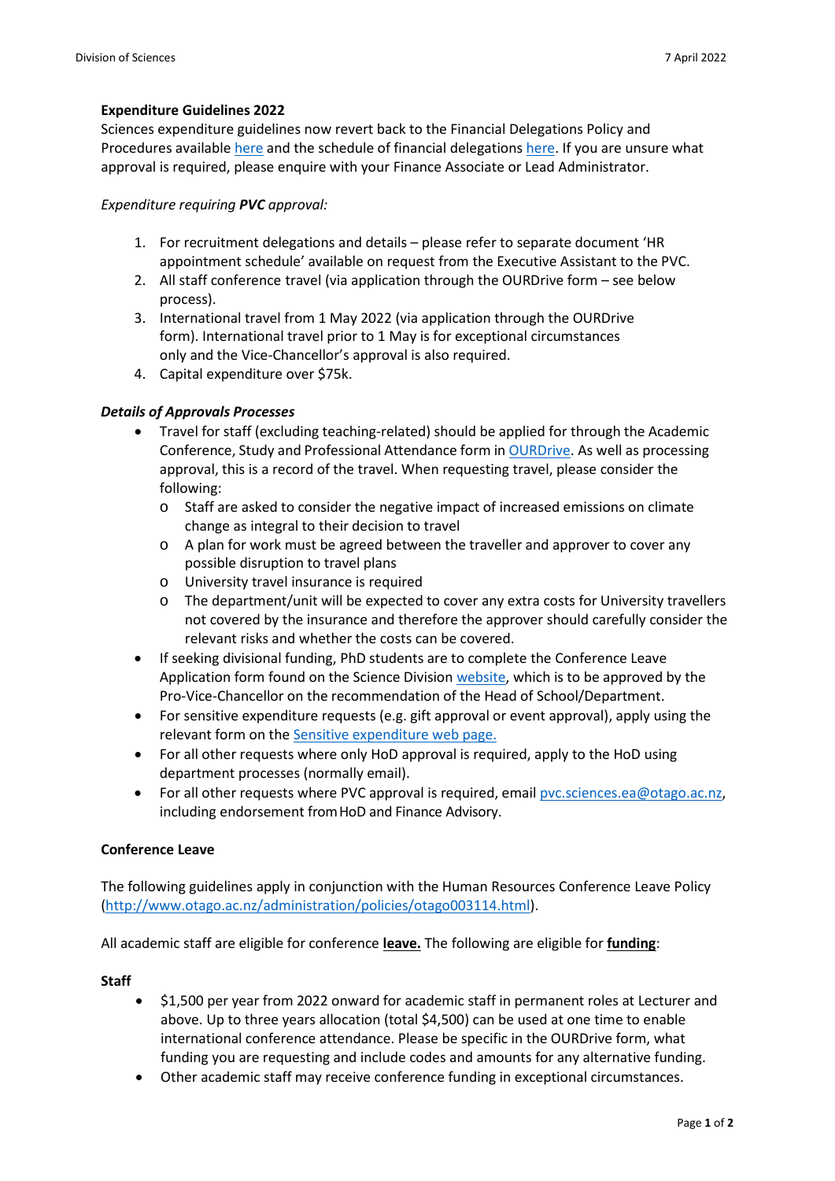**Expenditure Guidelines 2022**

Sciences expenditure guidelines now revert back to the Financial Delegations Policy and Procedures available here and the schedule of financial delegations here. If you are unsure what approval is required, please enquire with your Finance Associate or Lead Administrator.

*Expenditure requiring* ***PVC*** *approval:*

1. For recruitment delegations and details – please refer to separate document 'HR appointment schedule' available on request from the Executive Assistant to the PVC.
2. All staff conference travel (via application through the OURDrive form – see below process).
3. International travel from 1 May 2022 (via application through the OURDrive form). International travel prior to 1 May is for exceptional circumstances only and the Vice-Chancellor's approval is also required.
4. Capital expenditure over $75k.

***Details of Approvals Processes***

- Travel for staff (excluding teaching-related) should be applied for through the Academic Conference, Study and Professional Attendance form in OURDrive. As well as processing approval, this is a record of the travel. When requesting travel, please consider the following:
  - Staff are asked to consider the negative impact of increased emissions on climate change as integral to their decision to travel
  - A plan for work must be agreed between the traveller and approver to cover any possible disruption to travel plans
  - University travel insurance is required
  - The department/unit will be expected to cover any extra costs for University travellers not covered by the insurance and therefore the approver should carefully consider the relevant risks and whether the costs can be covered.
- If seeking divisional funding, PhD students are to complete the Conference Leave Application form found on the Science Division website, which is to be approved by the Pro-Vice-Chancellor on the recommendation of the Head of School/Department.
- For sensitive expenditure requests (e.g. gift approval or event approval), apply using the relevant form on the Sensitive expenditure web page.
- For all other requests where only HoD approval is required, apply to the HoD using department processes (normally email).
- For all other requests where PVC approval is required, email pvc.sciences.ea@otago.ac.nz, including endorsement from HoD and Finance Advisory.

**Conference Leave**

The following guidelines apply in conjunction with the Human Resources Conference Leave Policy (http://www.otago.ac.nz/administration/policies/otago003114.html).

All academic staff are eligible for conference **<u>leave.</u>** The following are eligible for **<u>funding</u>**:

**Staff**

- $1,500 per year from 2022 onward for academic staff in permanent roles at Lecturer and above. Up to three years allocation (total $4,500) can be used at one time to enable international conference attendance. Please be specific in the OURDrive form, what funding you are requesting and include codes and amounts for any alternative funding.
- Other academic staff may receive conference funding in exceptional circumstances.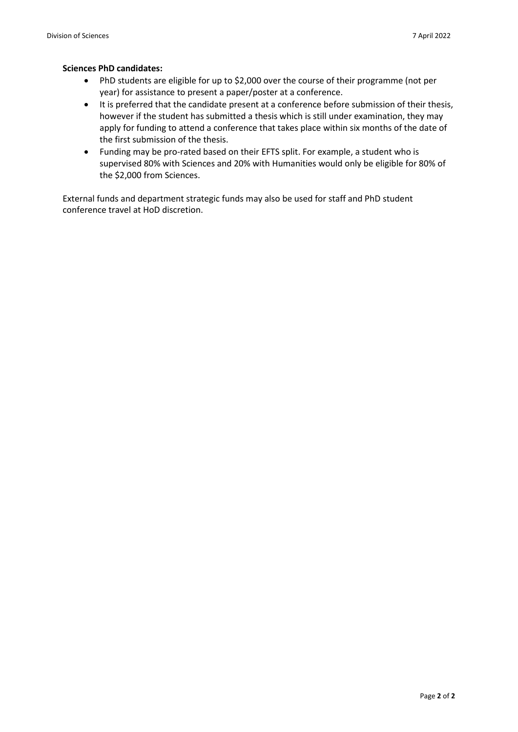**Sciences PhD candidates:**

- PhD students are eligible for up to $2,000 over the course of their programme (not per year) for assistance to present a paper/poster at a conference.
- It is preferred that the candidate present at a conference before submission of their thesis, however if the student has submitted a thesis which is still under examination, they may apply for funding to attend a conference that takes place within six months of the date of the first submission of the thesis.
- Funding may be pro-rated based on their EFTS split. For example, a student who is supervised 80% with Sciences and 20% with Humanities would only be eligible for 80% of the $2,000 from Sciences.

External funds and department strategic funds may also be used for staff and PhD student conference travel at HoD discretion.